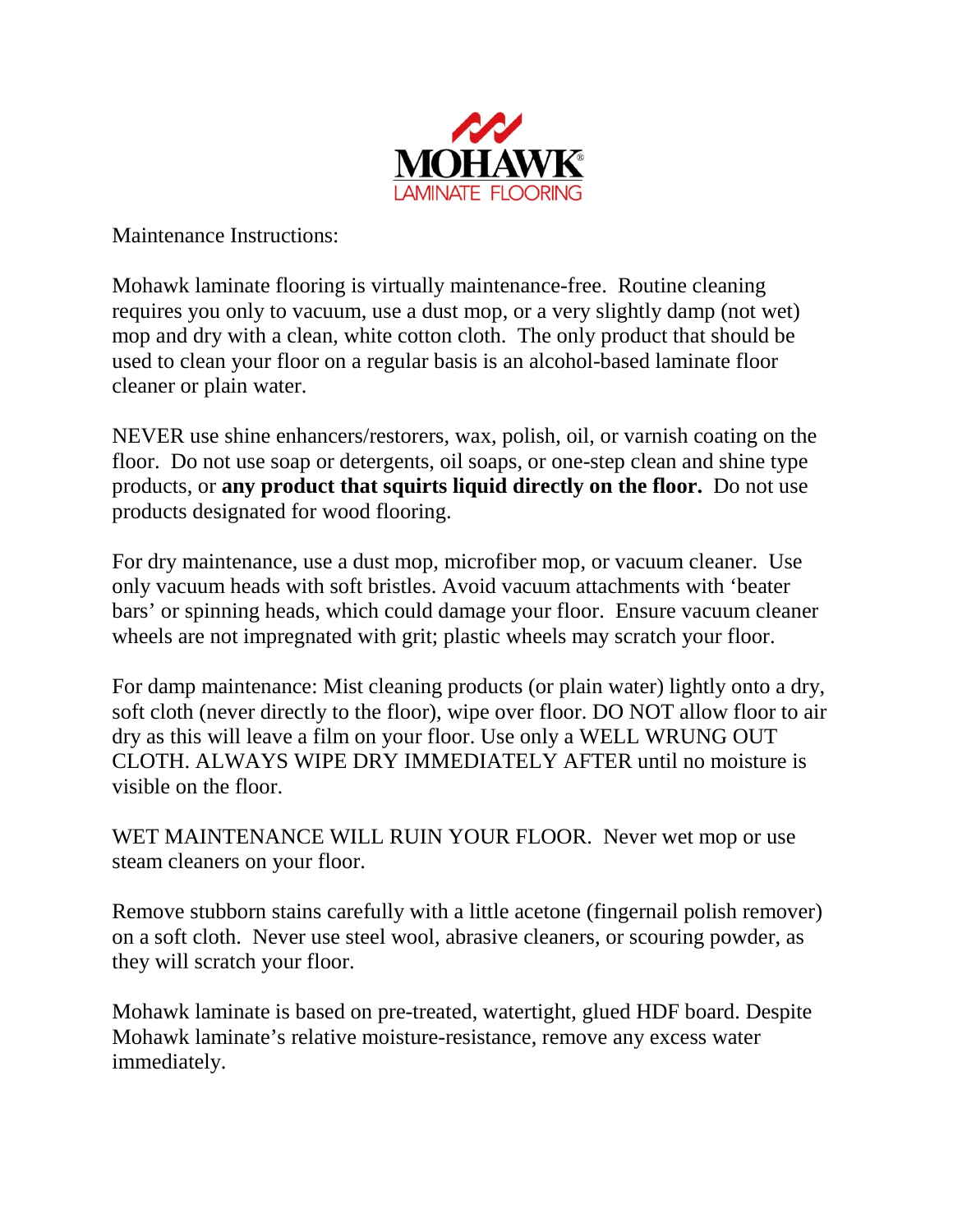MOHAWK®
LAMINATE FLOORING

Maintenance Instructions:

Mohawk laminate flooring is virtually maintenance-free. Routine cleaning requires you only to vacuum, use a dust mop, or a very slightly damp (not wet) mop and dry with a clean, white cotton cloth. The only product that should be used to clean your floor on a regular basis is an alcohol-based laminate floor cleaner or plain water.

NEVER use shine enhancers/restorers, wax, polish, oil, or varnish coating on the floor. Do not use soap or detergents, oil soaps, or one-step clean and shine type products, or **any product that squirts liquid directly on the floor.** Do not use products designated for wood flooring.

For dry maintenance, use a dust mop, microfiber mop, or vacuum cleaner. Use only vacuum heads with soft bristles. Avoid vacuum attachments with 'beater bars' or spinning heads, which could damage your floor. Ensure vacuum cleaner wheels are not impregnated with grit; plastic wheels may scratch your floor.

For damp maintenance: Mist cleaning products (or plain water) lightly onto a dry, soft cloth (never directly to the floor), wipe over floor. DO NOT allow floor to air dry as this will leave a film on your floor. Use only a WELL WRUNG OUT CLOTH. ALWAYS WIPE DRY IMMEDIATELY AFTER until no moisture is visible on the floor.

WET MAINTENANCE WILL RUIN YOUR FLOOR. Never wet mop or use steam cleaners on your floor.

Remove stubborn stains carefully with a little acetone (fingernail polish remover) on a soft cloth. Never use steel wool, abrasive cleaners, or scouring powder, as they will scratch your floor.

Mohawk laminate is based on pre-treated, watertight, glued HDF board. Despite Mohawk laminate's relative moisture-resistance, remove any excess water immediately.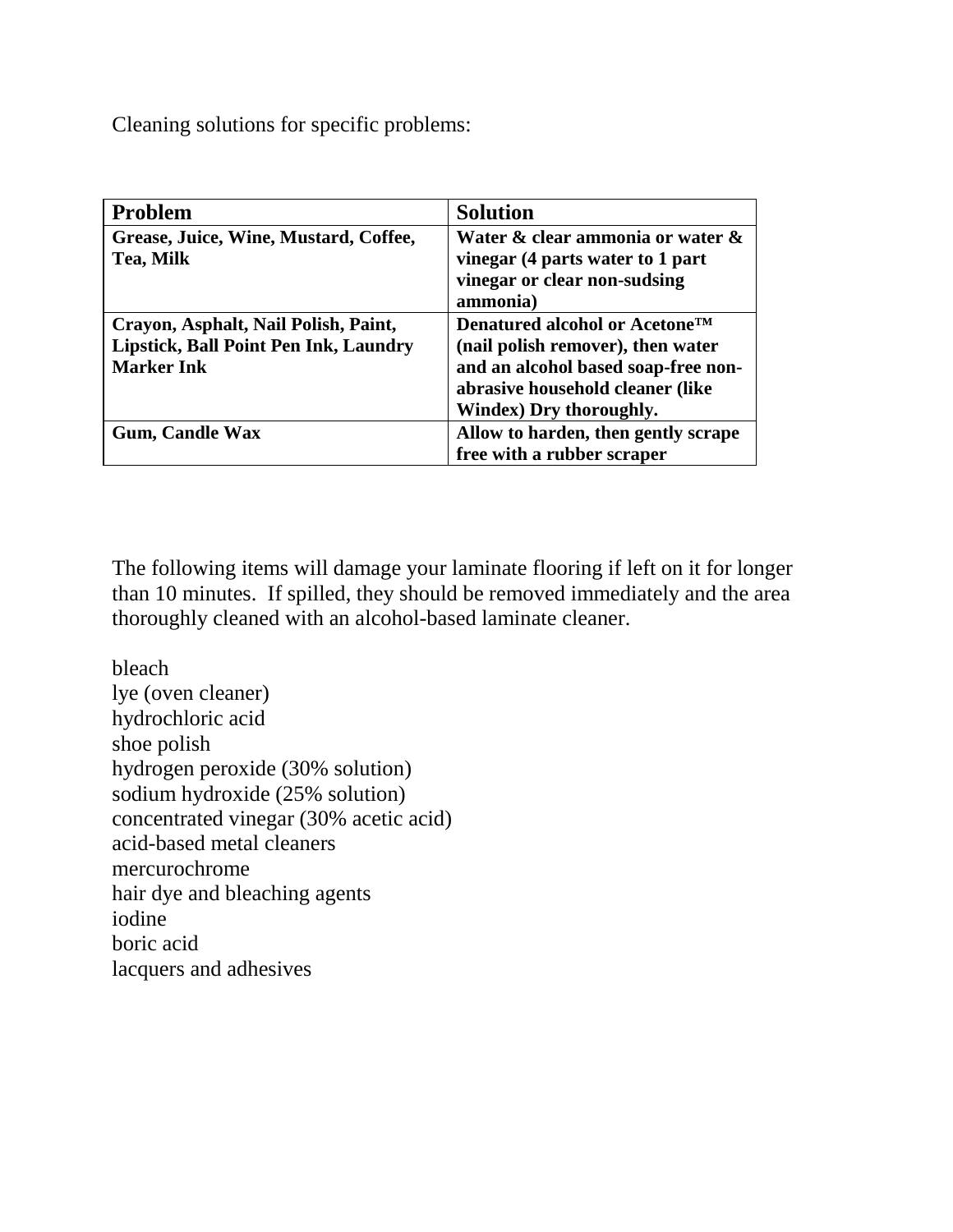Cleaning solutions for specific problems:

| Problem | Solution |
|---|---|
| **Grease, Juice, Wine, Mustard, Coffee, Tea, Milk** | **Water & clear ammonia or water & vinegar (4 parts water to 1 part vinegar or clear non-sudsing ammonia)** |
| **Crayon, Asphalt, Nail Polish, Paint, Lipstick, Ball Point Pen Ink, Laundry Marker Ink** | **Denatured alcohol or Acetone™ (nail polish remover), then water and an alcohol based soap-free non-abrasive household cleaner (like Windex) Dry thoroughly.** |
| **Gum, Candle Wax** | **Allow to harden, then gently scrape free with a rubber scraper** |

The following items will damage your laminate flooring if left on it for longer than 10 minutes. If spilled, they should be removed immediately and the area thoroughly cleaned with an alcohol-based laminate cleaner.

bleach
lye (oven cleaner)
hydrochloric acid
shoe polish
hydrogen peroxide (30% solution)
sodium hydroxide (25% solution)
concentrated vinegar (30% acetic acid)
acid-based metal cleaners
mercurochrome
hair dye and bleaching agents
iodine
boric acid
lacquers and adhesives